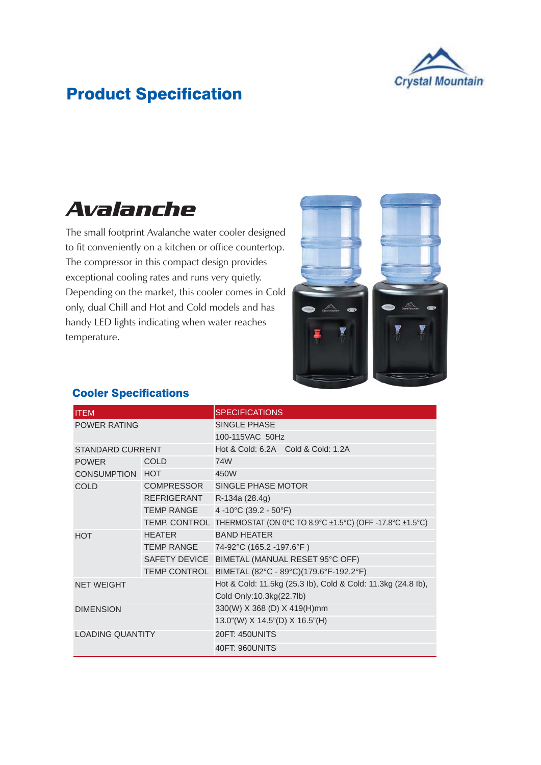Crystal Mountain

# Product Specification

## Avalanche

The small footprint Avalanche water cooler designed to fit conveniently on a kitchen or office countertop. The compressor in this compact design provides exceptional cooling rates and runs very quietly. Depending on the market, this cooler comes in Cold only, dual Chill and Hot and Cold models and has handy LED lights indicating when water reaches temperature.

### Cooler Specifications

| ITEM | | SPECIFICATIONS |
|---|---|---|
| POWER RATING | | SINGLE PHASE |
| | | 100-115VAC 50Hz |
| STANDARD CURRENT | | Hot & Cold: 6.2A Cold & Cold: 1.2A |
| POWER CONSUMPTION | COLD | 74W |
| | HOT | 450W |
| COLD | COMPRESSOR | SINGLE PHASE MOTOR |
| | REFRIGERANT | R-134a (28.4g) |
| | TEMP RANGE | 4 -10°C (39.2 - 50°F) |
| | TEMP. CONTROL | THERMOSTAT (ON 0°C TO 8.9°C ±1.5°C) (OFF -17.8°C ±1.5°C) |
| HOT | HEATER | BAND HEATER |
| | TEMP RANGE | 74-92°C (165.2 -197.6°F ) |
| | SAFETY DEVICE | BIMETAL (MANUAL RESET 95°C OFF) |
| | TEMP CONTROL | BIMETAL (82°C - 89°C)(179.6°F-192.2°F) |
| NET WEIGHT | | Hot & Cold: 11.5kg (25.3 lb), Cold & Cold: 11.3kg (24.8 lb), Cold Only:10.3kg(22.7lb) |
| DIMENSION | | 330(W) X 368 (D) X 419(H)mm |
| | | 13.0"(W) X 14.5"(D) X 16.5"(H) |
| LOADING QUANTITY | | 20FT: 450UNITS |
| | | 40FT: 960UNITS |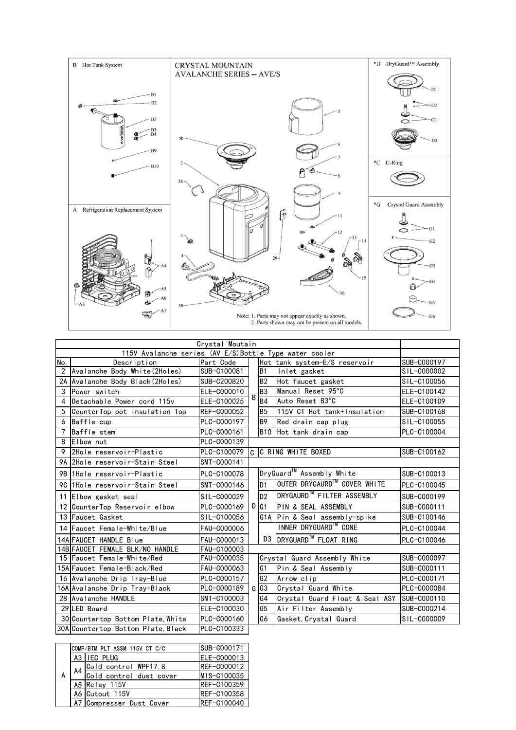B Hot Tank System

CRYSTAL MOUNTAIN
AVALANCHE SERIES -- AVE/S

*D DryGuard™ Assembly

*C C-Ring

*G Crystal Guard Assembly

A Refrigeration Replacement System

Note: 1. Parts may not appear exactly as shown.
2. Parts shown may not be present on all models.

| Crystal Moutain | | | | | | |
|---|---|---|---|---|---|---|
| 115V Avalanche series (AV E/S)Bottle Type water cooler | | | | | | |
| No. | Description | Part Code | | Hot tank system-E/S reservoir | | SUB-C000197 |
| 2 | Avalanche Body White(2Holes) | SUB-C100081 | B | B1 | Inlet gasket | SIL-C000002 |
| 2A | Avalanche Body Black(2Holes) | SUB-C200820 | B | B2 | Hot faucet gasket | SIL-C100056 |
| 3 | Power switch | ELE-C000010 | B | B3 | Manual Reset 95°C | ELE-C100142 |
| 4 | Detachable Power cord 115v | ELE-C100025 | B | B4 | Auto Reset 83°C | ELE-C100109 |
| 5 | CounterTop pot insulation Top | REF-C000052 | B | B5 | 115V CT Hot tank+Insulation | SUB-C100168 |
| 6 | Baffle cup | PLC-C000197 | B | B9 | Red drain cap plug | SIL-C100055 |
| 7 | Baffle stem | PLC-C000161 | B | B10 | Hot tank drain cap | PLC-C100004 |
| 8 | Elbow nut | PLC-C000139 | | | | |
| 9 | 2Hole reservoir-Plastic | PLC-C100079 | C | C RING WHITE BOXED | | SUB-C100162 |
| 9A | 2Hole reservoir-Stain Steel | SMT-C000141 | | | | |
| 9B | 1Hole reservoir-Plastic | PLC-C100078 | | DryGuard™ Assembly White | | SUB-C100013 |
| 9C | 1Hole reservoir-Stain Steel | SMT-C000146 | D | D1 | OUTER DRYGAURD™ COVER WHITE | PLC-C100045 |
| 11 | Elbow gasket seal | SIL-C000029 | D | D2 | DRYGAURD™ FILTER ASSEMBLY | SUB-C000199 |
| 12 | CounterTop Reservoir elbow | PLC-C000169 | D | G1 | PIN & SEAL ASSEMBLY | SUB-C000111 |
| 13 | Faucet Gasket | SIL-C100056 | D | G1A | Pin & Seal assembly-spike | SUB-C100146 |
| 14 | Faucet Female-White/Blue | FAU-C000006 | D | D3 | INNER DRYGUARD™ CONE | PLC-C100044 |
| 14A | FAUCET HANDLE Blue | FAU-C000013 | D | D3 | DRYGUARD™ FLOAT RING | PLC-C100046 |
| 14B | FAUCET FEMALE BLK/NO HANDLE | FAU-C100003 | | | | |
| 15 | Faucet Female-White/Red | FAU-C000035 | | Crystal Guard Assembly White | | SUB-C000097 |
| 15A | Faucet Female-Black/Red | FAU-C000063 | G | G1 | Pin & Seal Assembly | SUB-C000111 |
| 16 | Avalanche Drip Tray-Blue | PLC-C000157 | G | G2 | Arrow clip | PLC-C000171 |
| 16A | Avalanche Drip Tray-Black | PLC-C000189 | G | G3 | Crystal Guard White | PLC-C000084 |
| 28 | Avalanche HANDLE | SMT-C100003 | G | G4 | Crystal Guard Float & Seal ASY | SUB-C000110 |
| 29 | LED Board | ELE-C100030 | G | G5 | Air Filter Assembly | SUB-C000214 |
| 30 | Countertop Bottom Plate,White | PLC-C000160 | G | G6 | Gasket,Crystal Guard | SIL-C000009 |
| 30A | Countertop Bottom Plate,Black | PLC-C100333 | | | | |

| | | | |
|---|---|---|---|
| A | COMP/BTM PLT ASSM 115V CT C/C | | SUB-C000171 |
| A | A3 | IEC PLUG | ELE-C000013 |
| A | A4 | Cold control WPF17.8 | REF-C000012 |
| A | A4 | Cold control dust cover | MIS-C100035 |
| A | A5 | Relay 115V | REF-C100359 |
| A | A6 | Cutout 115V | REF-C100358 |
| A | A7 | Compresser Dust Cover | REF-C100040 |